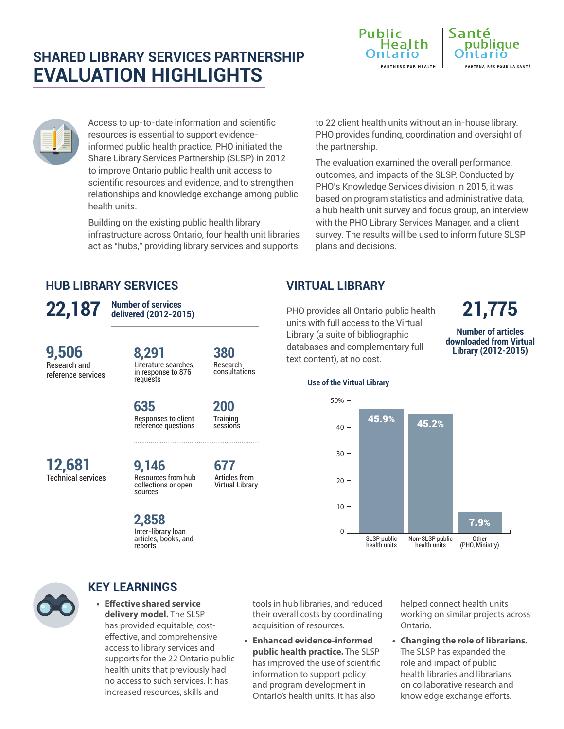# SHARED LIBRARY SERVICES PARTNERSHIP
# EVALUATION HIGHLIGHTS

Public Health Ontario — PARTNERS FOR HEALTH
Santé publique Ontario — PARTENAIRES POUR LA SANTÉ

Access to up-to-date information and scientific resources is essential to support evidence-informed public health practice. PHO initiated the Share Library Services Partnership (SLSP) in 2012 to improve Ontario public health unit access to scientific resources and evidence, and to strengthen relationships and knowledge exchange among public health units.

Building on the existing public health library infrastructure across Ontario, four health unit libraries act as "hubs," providing library services and supports to 22 client health units without an in-house library. PHO provides funding, coordination and oversight of the partnership.

The evaluation examined the overall performance, outcomes, and impacts of the SLSP. Conducted by PHO's Knowledge Services division in 2015, it was based on program statistics and administrative data, a hub health unit survey and focus group, an interview with the PHO Library Services Manager, and a client survey. The results will be used to inform future SLSP plans and decisions.

## HUB LIBRARY SERVICES

**22,187** Number of services delivered (2012-2015)

**9,506** Research and reference services
- **8,291** Literature searches, in response to 876 requests
- **380** Research consultations
- **635** Responses to client reference questions
- **200** Training sessions

**12,681** Technical services
- **9,146** Resources from hub collections or open sources
- **677** Articles from Virtual Library
- **2,858** Inter-library loan articles, books, and reports

## VIRTUAL LIBRARY

PHO provides all Ontario public health units with full access to the Virtual Library (a suite of bibliographic databases and complementary full text content), at no cost.

**21,775** Number of articles downloaded from Virtual Library (2012-2015)

**Use of the Virtual Library**

| Group | Use |
|---|---|
| SLSP public health units | 45.9% |
| Non-SLSP public health units | 45.2% |
| Other (PHO, Ministry) | 7.9% |

## KEY LEARNINGS

- **Effective shared service delivery model.** The SLSP has provided equitable, cost-effective, and comprehensive access to library services and supports for the 22 Ontario public health units that previously had no access to such services. It has increased resources, skills and tools in hub libraries, and reduced their overall costs by coordinating acquisition of resources.
- **Enhanced evidence-informed public health practice.** The SLSP has improved the use of scientific information to support policy and program development in Ontario's health units. It has also helped connect health units working on similar projects across Ontario.
- **Changing the role of librarians.** The SLSP has expanded the role and impact of public health libraries and librarians on collaborative research and knowledge exchange efforts.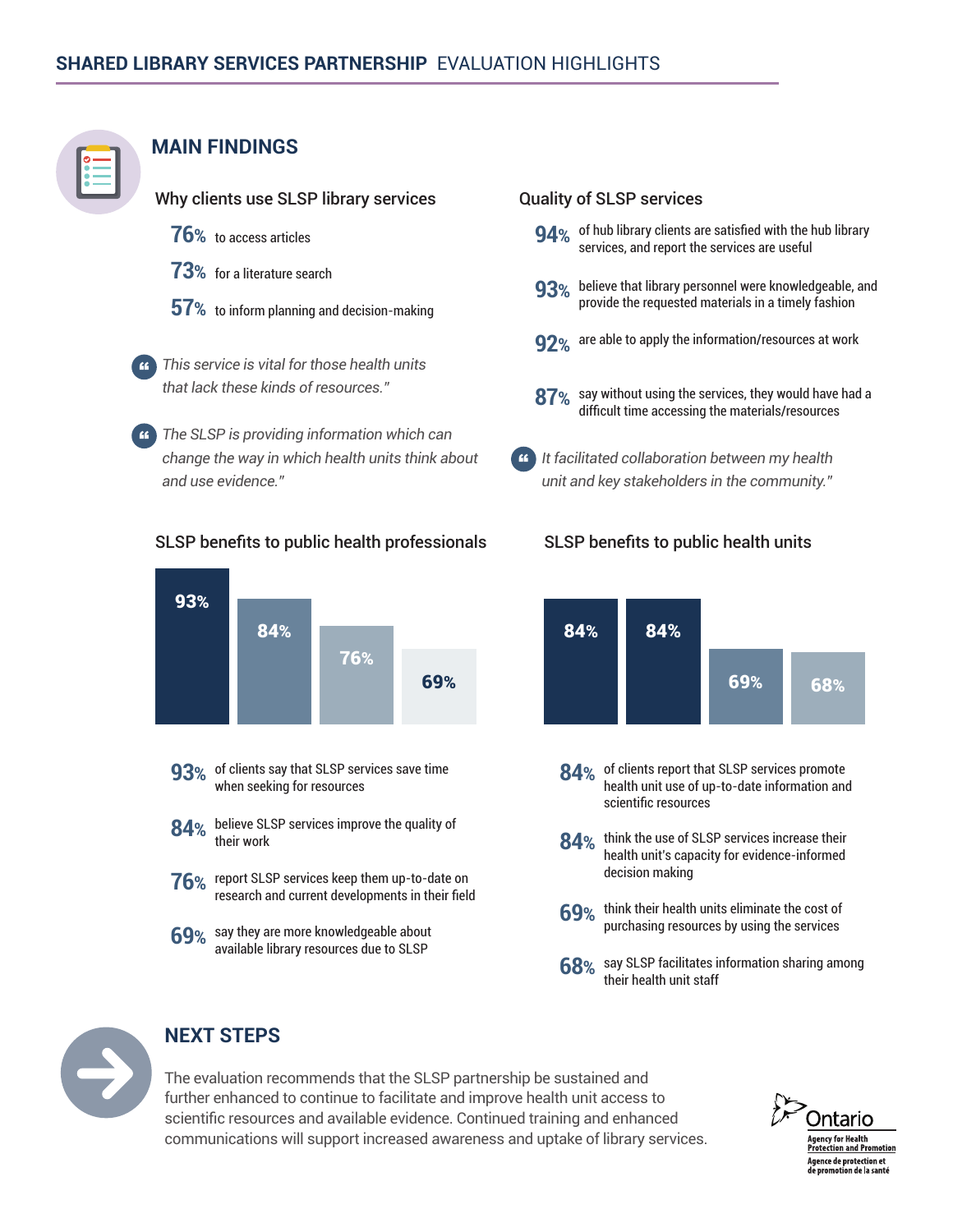## SHARED LIBRARY SERVICES PARTNERSHIP EVALUATION HIGHLIGHTS

## MAIN FINDINGS

### Why clients use SLSP library services

**76%** to access articles

**73%** for a literature search

**57%** to inform planning and decision-making

*This service is vital for those health units that lack these kinds of resources."*

*The SLSP is providing information which can change the way in which health units think about and use evidence."*

### Quality of SLSP services

**94%** of hub library clients are satisfied with the hub library services, and report the services are useful

**93%** believe that library personnel were knowledgeable, and provide the requested materials in a timely fashion

**92%** are able to apply the information/resources at work

**87%** say without using the services, they would have had a difficult time accessing the materials/resources

*It facilitated collaboration between my health unit and key stakeholders in the community."*

### SLSP benefits to public health professionals

93%
84%
76%
69%

**93%** of clients say that SLSP services save time when seeking for resources

**84%** believe SLSP services improve the quality of their work

**76%** report SLSP services keep them up-to-date on research and current developments in their field

**69%** say they are more knowledgeable about available library resources due to SLSP

### SLSP benefits to public health units

84%
84%
69%
68%

**84%** of clients report that SLSP services promote health unit use of up-to-date information and scientific resources

**84%** think the use of SLSP services increase their health unit's capacity for evidence-informed decision making

**69%** think their health units eliminate the cost of purchasing resources by using the services

**68%** say SLSP facilitates information sharing among their health unit staff

## NEXT STEPS

The evaluation recommends that the SLSP partnership be sustained and further enhanced to continue to facilitate and improve health unit access to scientific resources and available evidence. Continued training and enhanced communications will support increased awareness and uptake of library services.

Ontario
Agency for Health Protection and Promotion
Agence de protection et de promotion de la santé